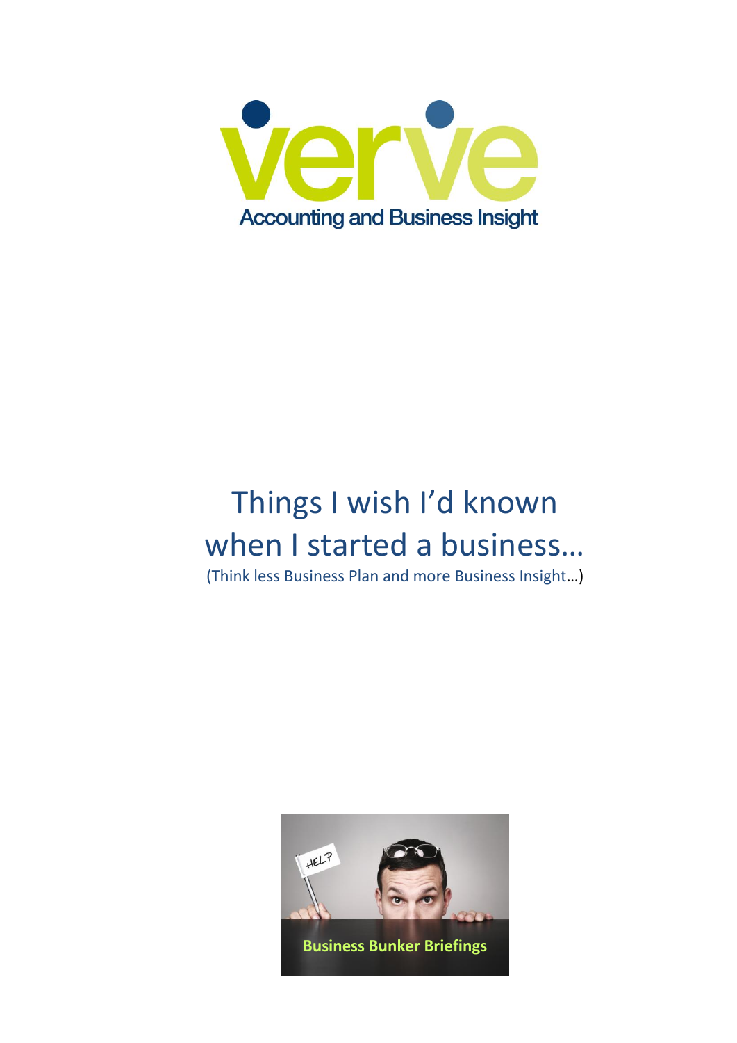verve

Accounting and Business Insight

# Things I wish I'd known when I started a business…

(Think less Business Plan and more Business Insight…)

HELP

Business Bunker Briefings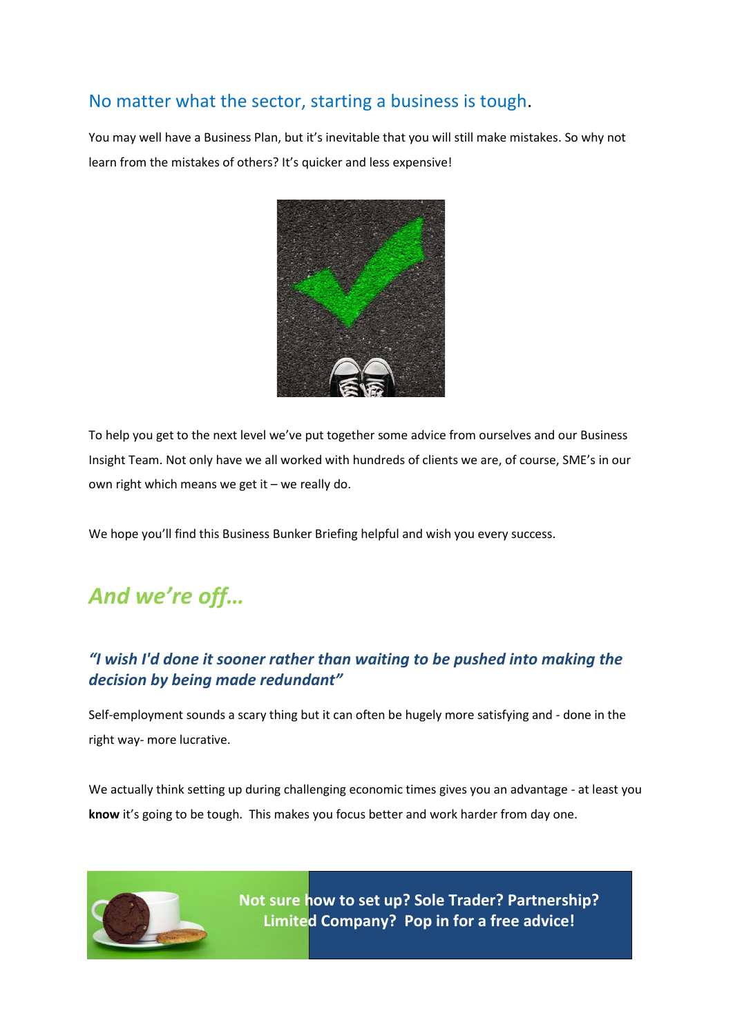## No matter what the sector, starting a business is tough.

You may well have a Business Plan, but it's inevitable that you will still make mistakes. So why not learn from the mistakes of others? It's quicker and less expensive!

To help you get to the next level we've put together some advice from ourselves and our Business Insight Team. Not only have we all worked with hundreds of clients we are, of course, SME's in our own right which means we get it – we really do.

We hope you'll find this Business Bunker Briefing helpful and wish you every success.

## *And we're off…*

### *"I wish I'd done it sooner rather than waiting to be pushed into making the decision by being made redundant"*

Self-employment sounds a scary thing but it can often be hugely more satisfying and - done in the right way- more lucrative.

We actually think setting up during challenging economic times gives you an advantage - at least you **know** it's going to be tough. This makes you focus better and work harder from day one.

**Not sure how to set up? Sole Trader? Partnership? Limited Company? Pop in for a free advice!**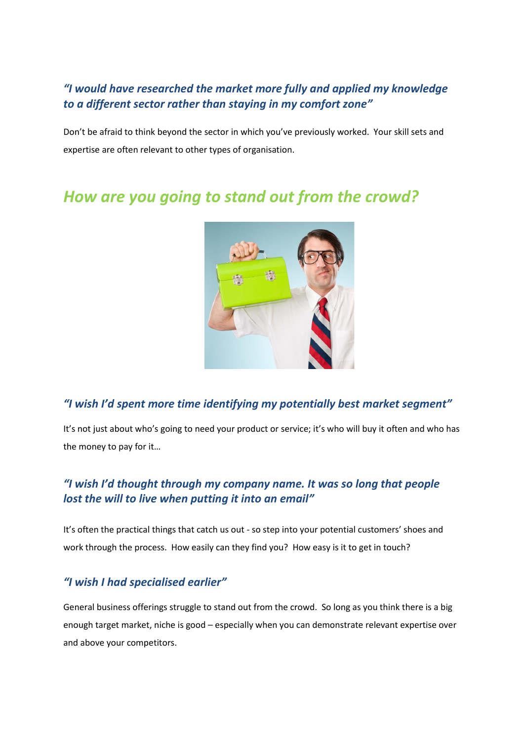### *“I would have researched the market more fully and applied my knowledge to a different sector rather than staying in my comfort zone”*

Don’t be afraid to think beyond the sector in which you’ve previously worked.  Your skill sets and expertise are often relevant to other types of organisation.

## *How are you going to stand out from the crowd?*

### *“I wish I’d spent more time identifying my potentially best market segment”*

It’s not just about who’s going to need your product or service; it’s who will buy it often and who has the money to pay for it…

### *“I wish I’d thought through my company name. It was so long that people lost the will to live when putting it into an email”*

It’s often the practical things that catch us out - so step into your potential customers’ shoes and work through the process.  How easily can they find you?  How easy is it to get in touch?

### *“I wish I had specialised earlier”*

General business offerings struggle to stand out from the crowd.  So long as you think there is a big enough target market, niche is good – especially when you can demonstrate relevant expertise over and above your competitors.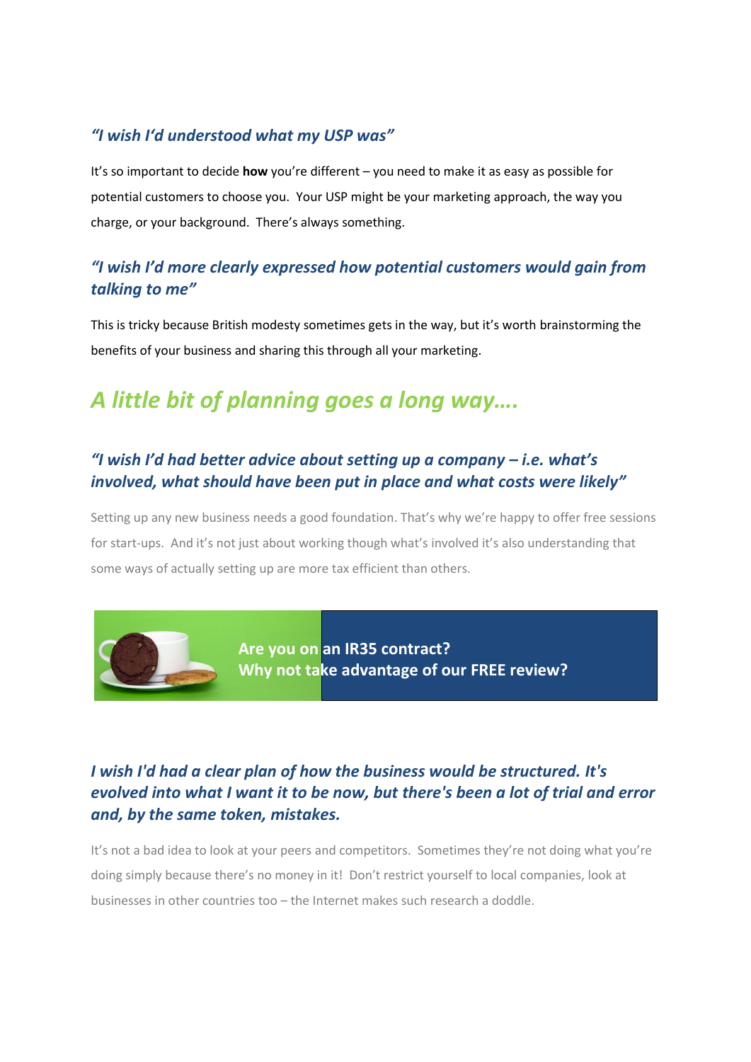### *“I wish I‘d understood what my USP was”*

It’s so important to decide **how** you’re different – you need to make it as easy as possible for potential customers to choose you. Your USP might be your marketing approach, the way you charge, or your background. There’s always something.

### *“I wish I’d more clearly expressed how potential customers would gain from talking to me”*

This is tricky because British modesty sometimes gets in the way, but it’s worth brainstorming the benefits of your business and sharing this through all your marketing.

## *A little bit of planning goes a long way….*

### *“I wish I’d had better advice about setting up a company – i.e. what’s involved, what should have been put in place and what costs were likely”*

Setting up any new business needs a good foundation. That’s why we’re happy to offer free sessions for start-ups. And it’s not just about working though what’s involved it’s also understanding that some ways of actually setting up are more tax efficient than others.

**Are you on an IR35 contract?**
**Why not take advantage of our FREE review?**

### *I wish I'd had a clear plan of how the business would be structured. It's evolved into what I want it to be now, but there's been a lot of trial and error and, by the same token, mistakes.*

It’s not a bad idea to look at your peers and competitors. Sometimes they’re not doing what you’re doing simply because there’s no money in it! Don’t restrict yourself to local companies, look at businesses in other countries too – the Internet makes such research a doddle.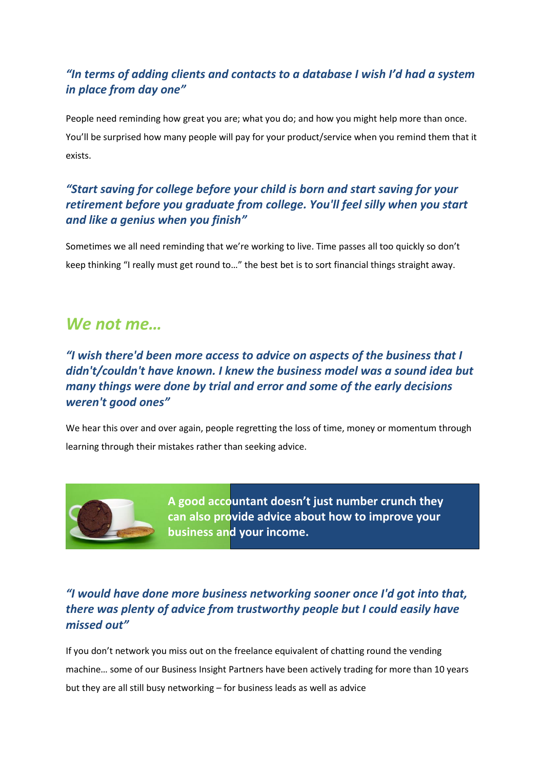### *"In terms of adding clients and contacts to a database I wish I'd had a system in place from day one"*

People need reminding how great you are; what you do; and how you might help more than once. You'll be surprised how many people will pay for your product/service when you remind them that it exists.

### *"Start saving for college before your child is born and start saving for your retirement before you graduate from college. You'll feel silly when you start and like a genius when you finish"*

Sometimes we all need reminding that we're working to live. Time passes all too quickly so don't keep thinking "I really must get round to…" the best bet is to sort financial things straight away.

## *We not me…*

### *"I wish there'd been more access to advice on aspects of the business that I didn't/couldn't have known. I knew the business model was a sound idea but many things were done by trial and error and some of the early decisions weren't good ones"*

We hear this over and over again, people regretting the loss of time, money or momentum through learning through their mistakes rather than seeking advice.

**A good accountant doesn't just number crunch they can also provide advice about how to improve your business and your income.**

### *"I would have done more business networking sooner once I'd got into that, there was plenty of advice from trustworthy people but I could easily have missed out"*

If you don't network you miss out on the freelance equivalent of chatting round the vending machine… some of our Business Insight Partners have been actively trading for more than 10 years but they are all still busy networking – for business leads as well as advice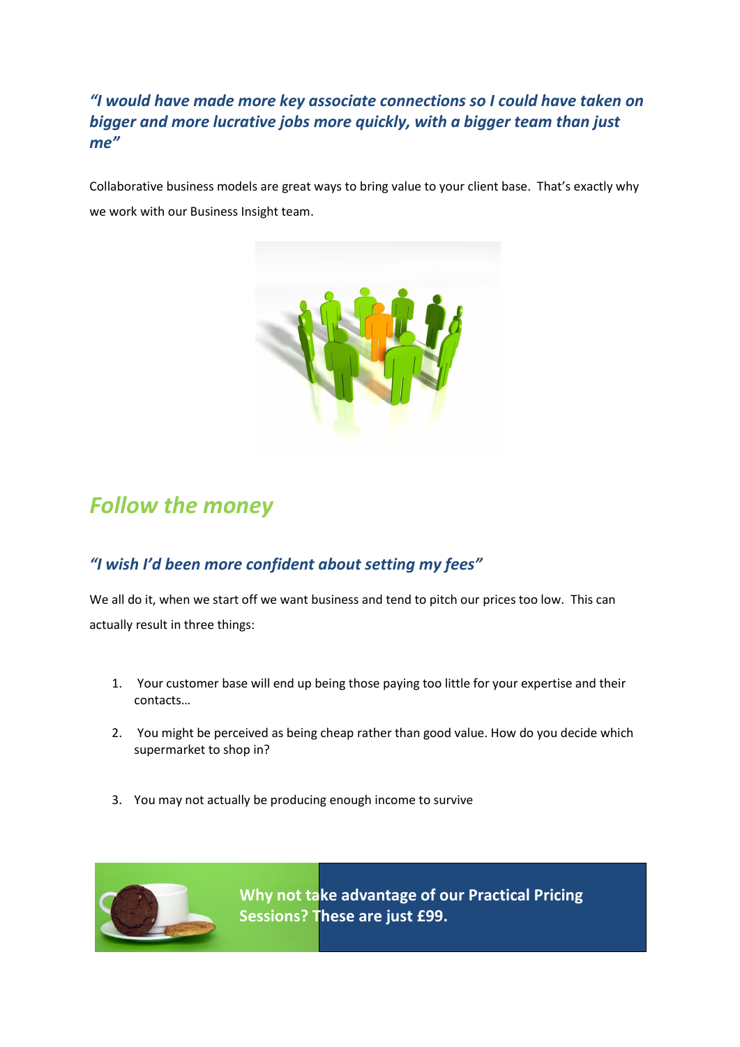### *"I would have made more key associate connections so I could have taken on bigger and more lucrative jobs more quickly, with a bigger team than just me"*

Collaborative business models are great ways to bring value to your client base. That's exactly why we work with our Business Insight team.

## *Follow the money*

### *"I wish I'd been more confident about setting my fees"*

We all do it, when we start off we want business and tend to pitch our prices too low. This can actually result in three things:

1. Your customer base will end up being those paying too little for your expertise and their contacts…
2. You might be perceived as being cheap rather than good value. How do you decide which supermarket to shop in?
3. You may not actually be producing enough income to survive

**Why not take advantage of our Practical Pricing Sessions? These are just £99.**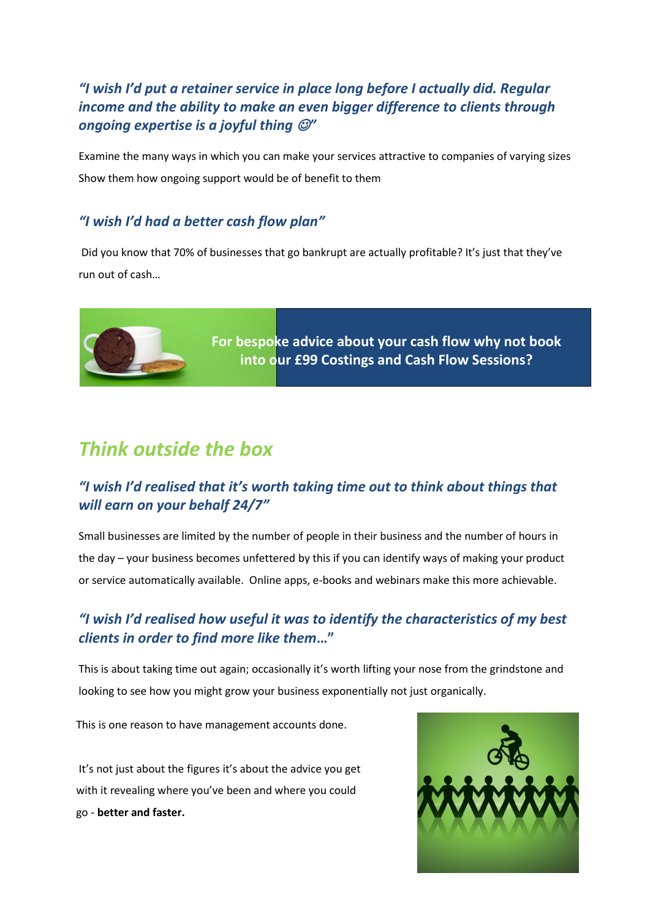### *"I wish I'd put a retainer service in place long before I actually did. Regular income and the ability to make an even bigger difference to clients through ongoing expertise is a joyful thing ☺"*

Examine the many ways in which you can make your services attractive to companies of varying sizes

Show them how ongoing support would be of benefit to them

### *"I wish I'd had a better cash flow plan"*

Did you know that 70% of businesses that go bankrupt are actually profitable? It's just that they've run out of cash…

**For bespoke advice about your cash flow why not book into our £99 Costings and Cash Flow Sessions?**

## *Think outside the box*

### *"I wish I'd realised that it's worth taking time out to think about things that will earn on your behalf 24/7"*

Small businesses are limited by the number of people in their business and the number of hours in the day – your business becomes unfettered by this if you can identify ways of making your product or service automatically available. Online apps, e-books and webinars make this more achievable.

### *"I wish I'd realised how useful it was to identify the characteristics of my best clients in order to find more like them…"*

This is about taking time out again; occasionally it's worth lifting your nose from the grindstone and looking to see how you might grow your business exponentially not just organically.

This is one reason to have management accounts done.

It's not just about the figures it's about the advice you get with it revealing where you've been and where you could go - **better and faster.**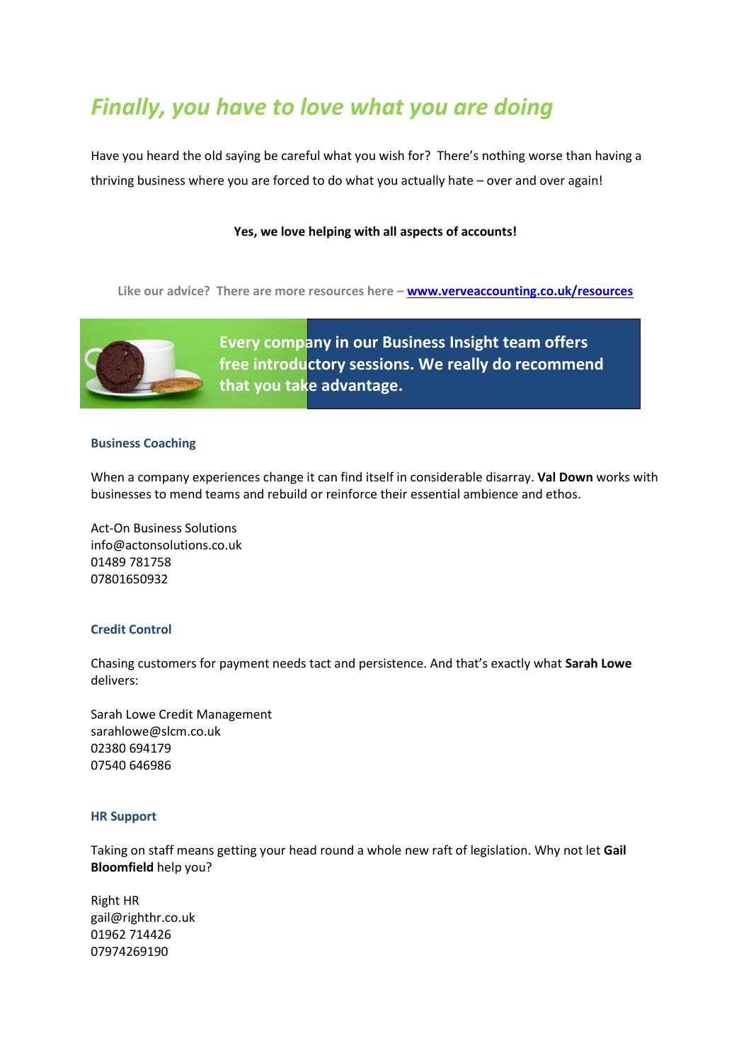# *Finally, you have to love what you are doing*

Have you heard the old saying be careful what you wish for? There's nothing worse than having a thriving business where you are forced to do what you actually hate – over and over again!

**Yes, we love helping with all aspects of accounts!**

**Like our advice? There are more resources here – [www.verveaccounting.co.uk/resources](www.verveaccounting.co.uk/resources)**

**Every company in our Business Insight team offers free introductory sessions. We really do recommend that you take advantage.**

### Business Coaching

When a company experiences change it can find itself in considerable disarray. **Val Down** works with businesses to mend teams and rebuild or reinforce their essential ambience and ethos.

Act-On Business Solutions
info@actonsolutions.co.uk
01489 781758
07801650932

### Credit Control

Chasing customers for payment needs tact and persistence. And that's exactly what **Sarah Lowe** delivers:

Sarah Lowe Credit Management
sarahlowe@slcm.co.uk
02380 694179
07540 646986

### HR Support

Taking on staff means getting your head round a whole new raft of legislation. Why not let **Gail Bloomfield** help you?

Right HR
gail@righthr.co.uk
01962 714426
07974269190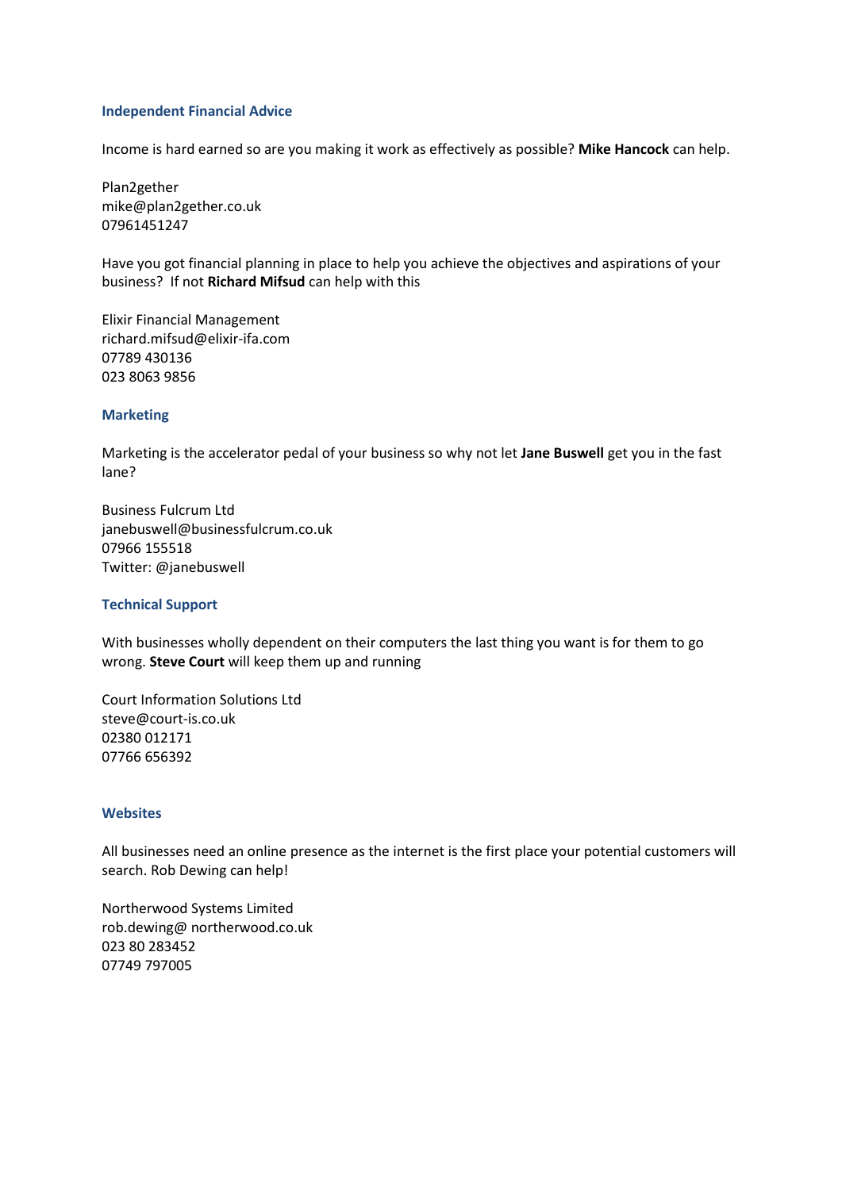### Independent Financial Advice

Income is hard earned so are you making it work as effectively as possible? **Mike Hancock** can help.

Plan2gether
mike@plan2gether.co.uk
07961451247

Have you got financial planning in place to help you achieve the objectives and aspirations of your business? If not **Richard Mifsud** can help with this

Elixir Financial Management
richard.mifsud@elixir-ifa.com
07789 430136
023 8063 9856

### Marketing

Marketing is the accelerator pedal of your business so why not let **Jane Buswell** get you in the fast lane?

Business Fulcrum Ltd
janebuswell@businessfulcrum.co.uk
07966 155518
Twitter: @janebuswell

### Technical Support

With businesses wholly dependent on their computers the last thing you want is for them to go wrong. **Steve Court** will keep them up and running

Court Information Solutions Ltd
steve@court-is.co.uk
02380 012171
07766 656392

### Websites

All businesses need an online presence as the internet is the first place your potential customers will search. Rob Dewing can help!

Northerwood Systems Limited
rob.dewing@ northerwood.co.uk
023 80 283452
07749 797005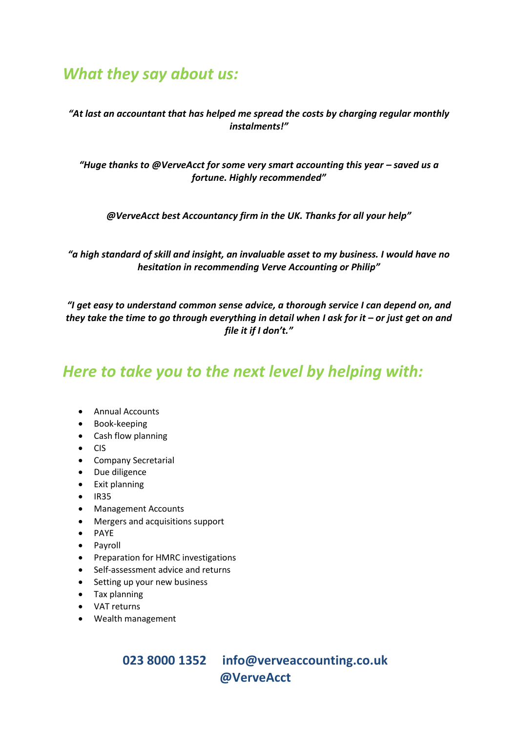## *What they say about us:*

***"At last an accountant that has helped me spread the costs by charging regular monthly instalments!"***

***"Huge thanks to @VerveAcct for some very smart accounting this year – saved us a fortune. Highly recommended"***

***@VerveAcct best Accountancy firm in the UK. Thanks for all your help"***

***"a high standard of skill and insight, an invaluable asset to my business. I would have no hesitation in recommending Verve Accounting or Philip"***

***"I get easy to understand common sense advice, a thorough service I can depend on, and they take the time to go through everything in detail when I ask for it – or just get on and file it if I don't."***

## *Here to take you to the next level by helping with:*

- Annual Accounts
- Book-keeping
- Cash flow planning
- CIS
- Company Secretarial
- Due diligence
- Exit planning
- IR35
- Management Accounts
- Mergers and acquisitions support
- PAYE
- Payroll
- Preparation for HMRC investigations
- Self-assessment advice and returns
- Setting up your new business
- Tax planning
- VAT returns
- Wealth management

**023 8000 1352 info@verveaccounting.co.uk**
**@VerveAcct**